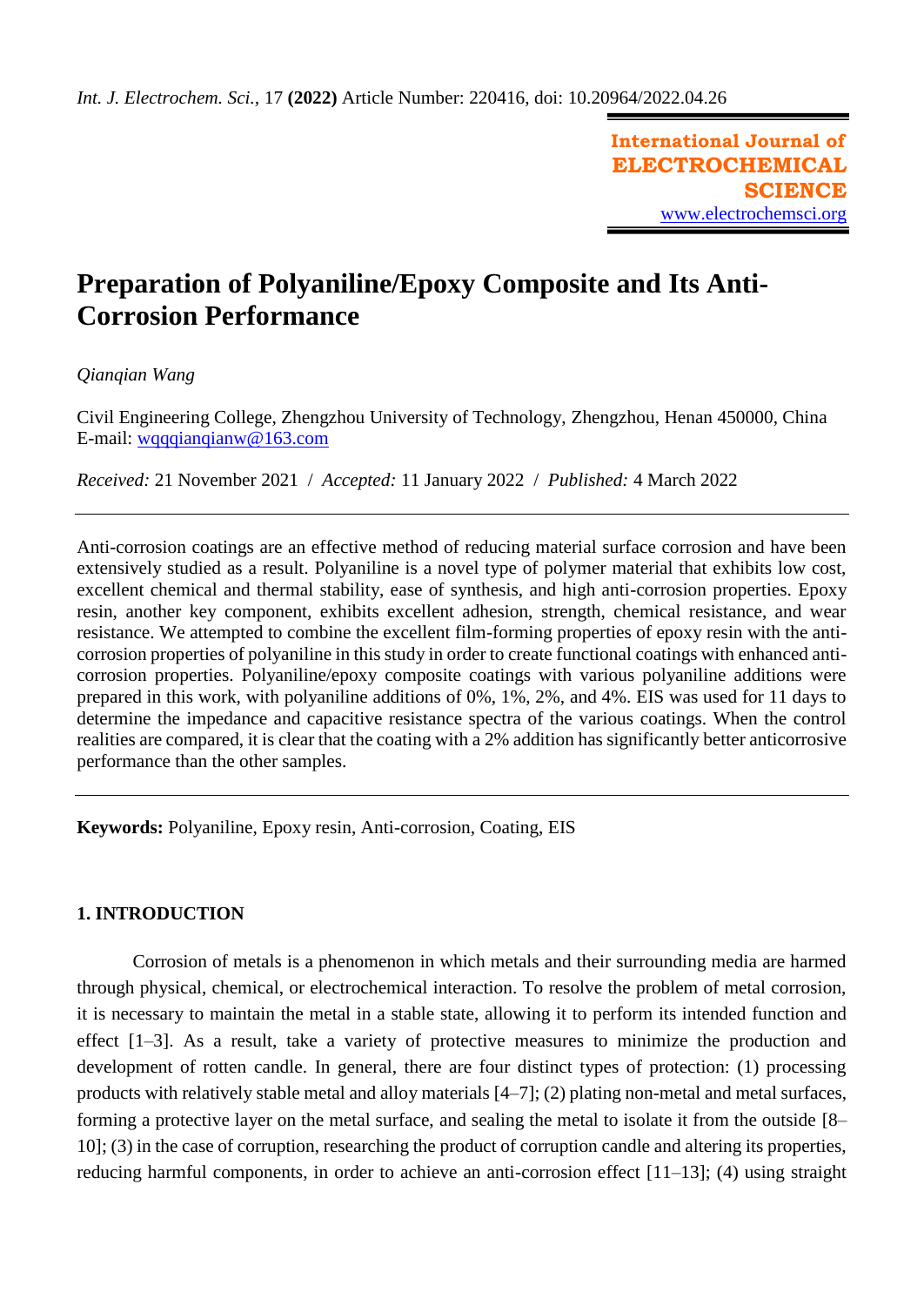# Preparation of Polyaniline/Epoxy Composite and Its Anti-Corrosion Performance

*Qianqian Wang*

Civil Engineering College, Zhengzhou University of Technology, Zhengzhou, Henan 450000, China
E-mail: wqqqianqianw@163.com

*Received:* 21 November 2021 / *Accepted:* 11 January 2022 / *Published:* 4 March 2022

Anti-corrosion coatings are an effective method of reducing material surface corrosion and have been extensively studied as a result. Polyaniline is a novel type of polymer material that exhibits low cost, excellent chemical and thermal stability, ease of synthesis, and high anti-corrosion properties. Epoxy resin, another key component, exhibits excellent adhesion, strength, chemical resistance, and wear resistance. We attempted to combine the excellent film-forming properties of epoxy resin with the anti-corrosion properties of polyaniline in this study in order to create functional coatings with enhanced anti-corrosion properties. Polyaniline/epoxy composite coatings with various polyaniline additions were prepared in this work, with polyaniline additions of 0%, 1%, 2%, and 4%. EIS was used for 11 days to determine the impedance and capacitive resistance spectra of the various coatings. When the control realities are compared, it is clear that the coating with a 2% addition has significantly better anticorrosive performance than the other samples.

**Keywords:** Polyaniline, Epoxy resin, Anti-corrosion, Coating, EIS

## 1. INTRODUCTION

Corrosion of metals is a phenomenon in which metals and their surrounding media are harmed through physical, chemical, or electrochemical interaction. To resolve the problem of metal corrosion, it is necessary to maintain the metal in a stable state, allowing it to perform its intended function and effect [1–3]. As a result, take a variety of protective measures to minimize the production and development of rotten candle. In general, there are four distinct types of protection: (1) processing products with relatively stable metal and alloy materials [4–7]; (2) plating non-metal and metal surfaces, forming a protective layer on the metal surface, and sealing the metal to isolate it from the outside [8–10]; (3) in the case of corruption, researching the product of corruption candle and altering its properties, reducing harmful components, in order to achieve an anti-corrosion effect [11–13]; (4) using straight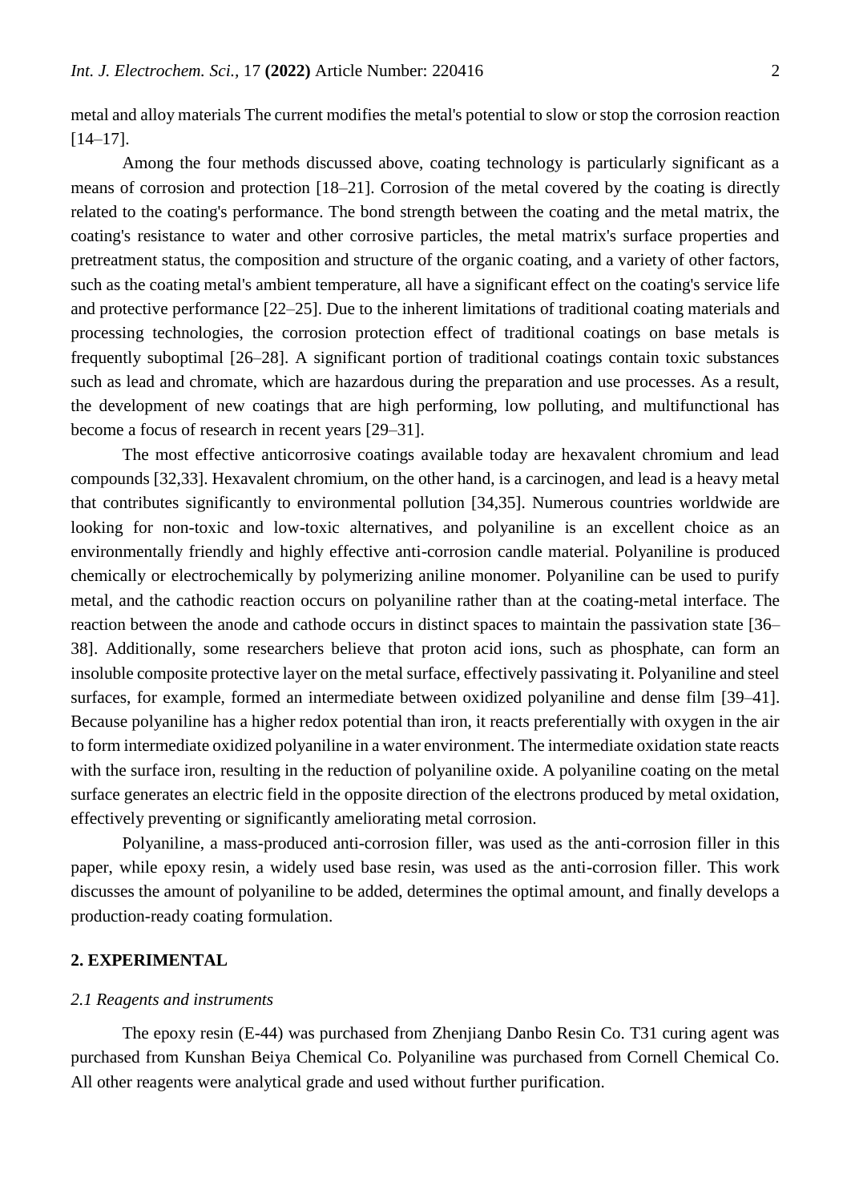metal and alloy materials The current modifies the metal's potential to slow or stop the corrosion reaction [14–17].

Among the four methods discussed above, coating technology is particularly significant as a means of corrosion and protection [18–21]. Corrosion of the metal covered by the coating is directly related to the coating's performance. The bond strength between the coating and the metal matrix, the coating's resistance to water and other corrosive particles, the metal matrix's surface properties and pretreatment status, the composition and structure of the organic coating, and a variety of other factors, such as the coating metal's ambient temperature, all have a significant effect on the coating's service life and protective performance [22–25]. Due to the inherent limitations of traditional coating materials and processing technologies, the corrosion protection effect of traditional coatings on base metals is frequently suboptimal [26–28]. A significant portion of traditional coatings contain toxic substances such as lead and chromate, which are hazardous during the preparation and use processes. As a result, the development of new coatings that are high performing, low polluting, and multifunctional has become a focus of research in recent years [29–31].

The most effective anticorrosive coatings available today are hexavalent chromium and lead compounds [32,33]. Hexavalent chromium, on the other hand, is a carcinogen, and lead is a heavy metal that contributes significantly to environmental pollution [34,35]. Numerous countries worldwide are looking for non-toxic and low-toxic alternatives, and polyaniline is an excellent choice as an environmentally friendly and highly effective anti-corrosion candle material. Polyaniline is produced chemically or electrochemically by polymerizing aniline monomer. Polyaniline can be used to purify metal, and the cathodic reaction occurs on polyaniline rather than at the coating-metal interface. The reaction between the anode and cathode occurs in distinct spaces to maintain the passivation state [36–38]. Additionally, some researchers believe that proton acid ions, such as phosphate, can form an insoluble composite protective layer on the metal surface, effectively passivating it. Polyaniline and steel surfaces, for example, formed an intermediate between oxidized polyaniline and dense film [39–41]. Because polyaniline has a higher redox potential than iron, it reacts preferentially with oxygen in the air to form intermediate oxidized polyaniline in a water environment. The intermediate oxidation state reacts with the surface iron, resulting in the reduction of polyaniline oxide. A polyaniline coating on the metal surface generates an electric field in the opposite direction of the electrons produced by metal oxidation, effectively preventing or significantly ameliorating metal corrosion.

Polyaniline, a mass-produced anti-corrosion filler, was used as the anti-corrosion filler in this paper, while epoxy resin, a widely used base resin, was used as the anti-corrosion filler. This work discusses the amount of polyaniline to be added, determines the optimal amount, and finally develops a production-ready coating formulation.

## 2. EXPERIMENTAL

### *2.1 Reagents and instruments*

The epoxy resin (E-44) was purchased from Zhenjiang Danbo Resin Co. T31 curing agent was purchased from Kunshan Beiya Chemical Co. Polyaniline was purchased from Cornell Chemical Co. All other reagents were analytical grade and used without further purification.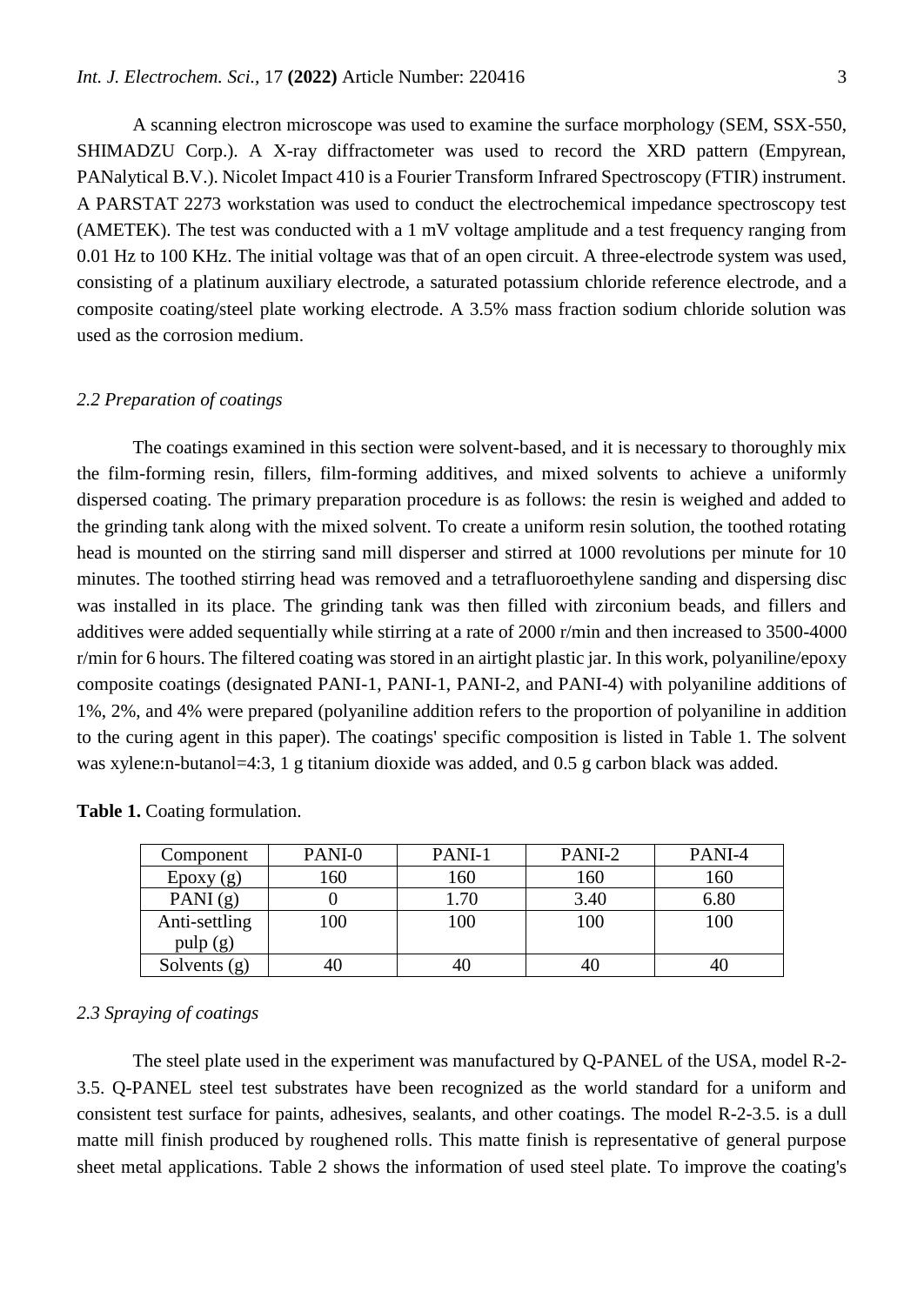A scanning electron microscope was used to examine the surface morphology (SEM, SSX-550, SHIMADZU Corp.). A X-ray diffractometer was used to record the XRD pattern (Empyrean, PANalytical B.V.). Nicolet Impact 410 is a Fourier Transform Infrared Spectroscopy (FTIR) instrument. A PARSTAT 2273 workstation was used to conduct the electrochemical impedance spectroscopy test (AMETEK). The test was conducted with a 1 mV voltage amplitude and a test frequency ranging from 0.01 Hz to 100 KHz. The initial voltage was that of an open circuit. A three-electrode system was used, consisting of a platinum auxiliary electrode, a saturated potassium chloride reference electrode, and a composite coating/steel plate working electrode. A 3.5% mass fraction sodium chloride solution was used as the corrosion medium.

### *2.2 Preparation of coatings*

The coatings examined in this section were solvent-based, and it is necessary to thoroughly mix the film-forming resin, fillers, film-forming additives, and mixed solvents to achieve a uniformly dispersed coating. The primary preparation procedure is as follows: the resin is weighed and added to the grinding tank along with the mixed solvent. To create a uniform resin solution, the toothed rotating head is mounted on the stirring sand mill disperser and stirred at 1000 revolutions per minute for 10 minutes. The toothed stirring head was removed and a tetrafluoroethylene sanding and dispersing disc was installed in its place. The grinding tank was then filled with zirconium beads, and fillers and additives were added sequentially while stirring at a rate of 2000 r/min and then increased to 3500-4000 r/min for 6 hours. The filtered coating was stored in an airtight plastic jar. In this work, polyaniline/epoxy composite coatings (designated PANI-1, PANI-1, PANI-2, and PANI-4) with polyaniline additions of 1%, 2%, and 4% were prepared (polyaniline addition refers to the proportion of polyaniline in addition to the curing agent in this paper). The coatings' specific composition is listed in Table 1. The solvent was xylene:n-butanol=4:3, 1 g titanium dioxide was added, and 0.5 g carbon black was added.

**Table 1.** Coating formulation.

| Component | PANI-0 | PANI-1 | PANI-2 | PANI-4 |
|---|---|---|---|---|
| Epoxy (g) | 160 | 160 | 160 | 160 |
| PANI (g) | 0 | 1.70 | 3.40 | 6.80 |
| Anti-settling pulp (g) | 100 | 100 | 100 | 100 |
| Solvents (g) | 40 | 40 | 40 | 40 |

### *2.3 Spraying of coatings*

The steel plate used in the experiment was manufactured by Q-PANEL of the USA, model R-2-3.5. Q-PANEL steel test substrates have been recognized as the world standard for a uniform and consistent test surface for paints, adhesives, sealants, and other coatings. The model R-2-3.5. is a dull matte mill finish produced by roughened rolls. This matte finish is representative of general purpose sheet metal applications. Table 2 shows the information of used steel plate. To improve the coating's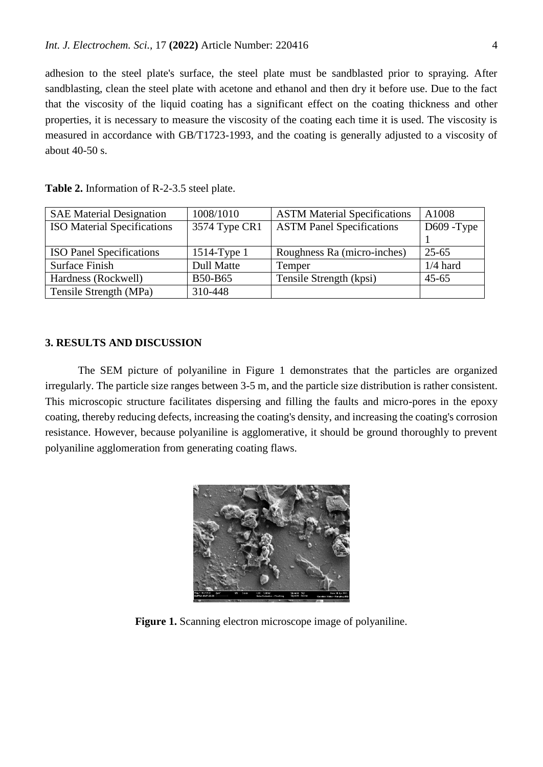adhesion to the steel plate's surface, the steel plate must be sandblasted prior to spraying. After sandblasting, clean the steel plate with acetone and ethanol and then dry it before use. Due to the fact that the viscosity of the liquid coating has a significant effect on the coating thickness and other properties, it is necessary to measure the viscosity of the coating each time it is used. The viscosity is measured in accordance with GB/T1723-1993, and the coating is generally adjusted to a viscosity of about 40-50 s.

**Table 2.** Information of R-2-3.5 steel plate.

| SAE Material Designation | 1008/1010 | ASTM Material Specifications | A1008 |
|---|---|---|---|
| ISO Material Specifications | 3574 Type CR1 | ASTM Panel Specifications | D609 -Type 1 |
| ISO Panel Specifications | 1514-Type 1 | Roughness Ra (micro-inches) | 25-65 |
| Surface Finish | Dull Matte | Temper | 1/4 hard |
| Hardness (Rockwell) | B50-B65 | Tensile Strength (kpsi) | 45-65 |
| Tensile Strength (MPa) | 310-448 | | |

## 3. RESULTS AND DISCUSSION

The SEM picture of polyaniline in Figure 1 demonstrates that the particles are organized irregularly. The particle size ranges between 3-5 m, and the particle size distribution is rather consistent. This microscopic structure facilitates dispersing and filling the faults and micro-pores in the epoxy coating, thereby reducing defects, increasing the coating's density, and increasing the coating's corrosion resistance. However, because polyaniline is agglomerative, it should be ground thoroughly to prevent polyaniline agglomeration from generating coating flaws.

**Figure 1.** Scanning electron microscope image of polyaniline.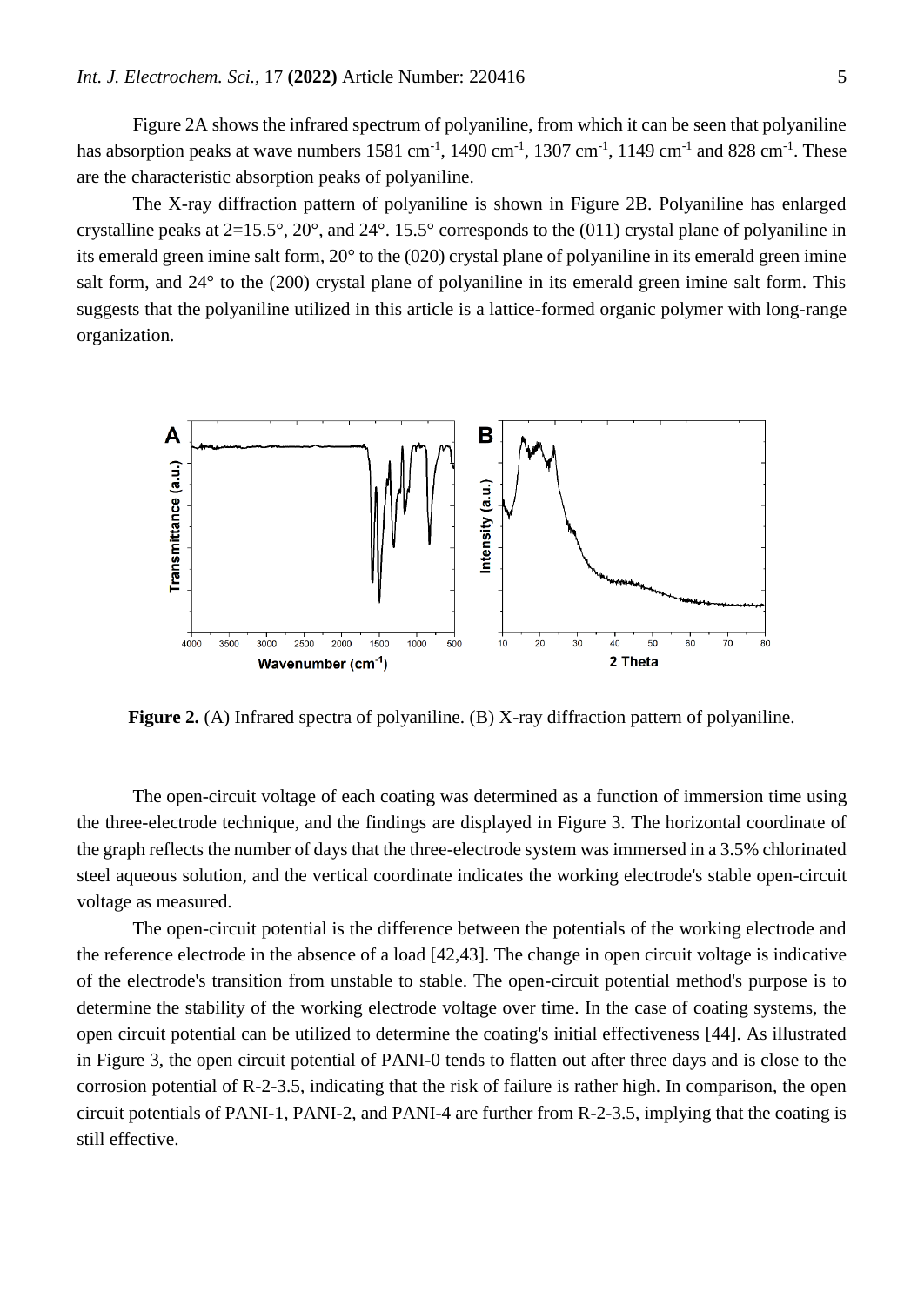Figure 2A shows the infrared spectrum of polyaniline, from which it can be seen that polyaniline has absorption peaks at wave numbers 1581 $cm^{-1}$, 1490 $cm^{-1}$, 1307 $cm^{-1}$, 1149 $cm^{-1}$ and 828 $cm^{-1}$. These are the characteristic absorption peaks of polyaniline.

The X-ray diffraction pattern of polyaniline is shown in Figure 2B. Polyaniline has enlarged crystalline peaks at 2=15.5°, 20°, and 24°. 15.5° corresponds to the (011) crystal plane of polyaniline in its emerald green imine salt form, 20° to the (020) crystal plane of polyaniline in its emerald green imine salt form, and 24° to the (200) crystal plane of polyaniline in its emerald green imine salt form. This suggests that the polyaniline utilized in this article is a lattice-formed organic polymer with long-range organization.

**Figure 2.** (A) Infrared spectra of polyaniline. (B) X-ray diffraction pattern of polyaniline.

The open-circuit voltage of each coating was determined as a function of immersion time using the three-electrode technique, and the findings are displayed in Figure 3. The horizontal coordinate of the graph reflects the number of days that the three-electrode system was immersed in a 3.5% chlorinated steel aqueous solution, and the vertical coordinate indicates the working electrode's stable open-circuit voltage as measured.

The open-circuit potential is the difference between the potentials of the working electrode and the reference electrode in the absence of a load [42,43]. The change in open circuit voltage is indicative of the electrode's transition from unstable to stable. The open-circuit potential method's purpose is to determine the stability of the working electrode voltage over time. In the case of coating systems, the open circuit potential can be utilized to determine the coating's initial effectiveness [44]. As illustrated in Figure 3, the open circuit potential of PANI-0 tends to flatten out after three days and is close to the corrosion potential of R-2-3.5, indicating that the risk of failure is rather high. In comparison, the open circuit potentials of PANI-1, PANI-2, and PANI-4 are further from R-2-3.5, implying that the coating is still effective.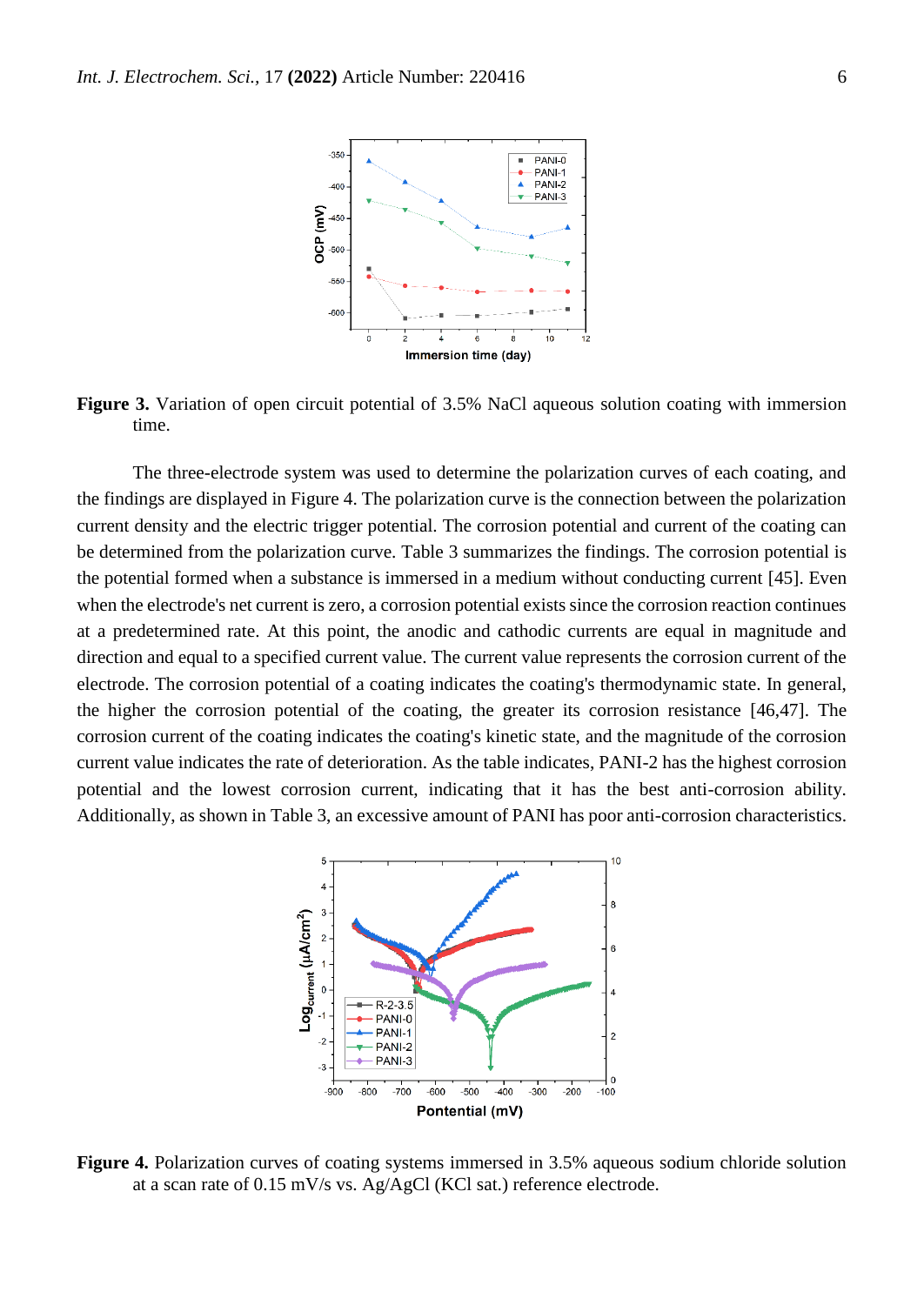**Figure 3.** Variation of open circuit potential of 3.5% NaCl aqueous solution coating with immersion time.

The three-electrode system was used to determine the polarization curves of each coating, and the findings are displayed in Figure 4. The polarization curve is the connection between the polarization current density and the electric trigger potential. The corrosion potential and current of the coating can be determined from the polarization curve. Table 3 summarizes the findings. The corrosion potential is the potential formed when a substance is immersed in a medium without conducting current [45]. Even when the electrode's net current is zero, a corrosion potential exists since the corrosion reaction continues at a predetermined rate. At this point, the anodic and cathodic currents are equal in magnitude and direction and equal to a specified current value. The current value represents the corrosion current of the electrode. The corrosion potential of a coating indicates the coating's thermodynamic state. In general, the higher the corrosion potential of the coating, the greater its corrosion resistance [46,47]. The corrosion current of the coating indicates the coating's kinetic state, and the magnitude of the corrosion current value indicates the rate of deterioration. As the table indicates, PANI-2 has the highest corrosion potential and the lowest corrosion current, indicating that it has the best anti-corrosion ability. Additionally, as shown in Table 3, an excessive amount of PANI has poor anti-corrosion characteristics.

**Figure 4.** Polarization curves of coating systems immersed in 3.5% aqueous sodium chloride solution at a scan rate of 0.15 mV/s vs. Ag/AgCl (KCl sat.) reference electrode.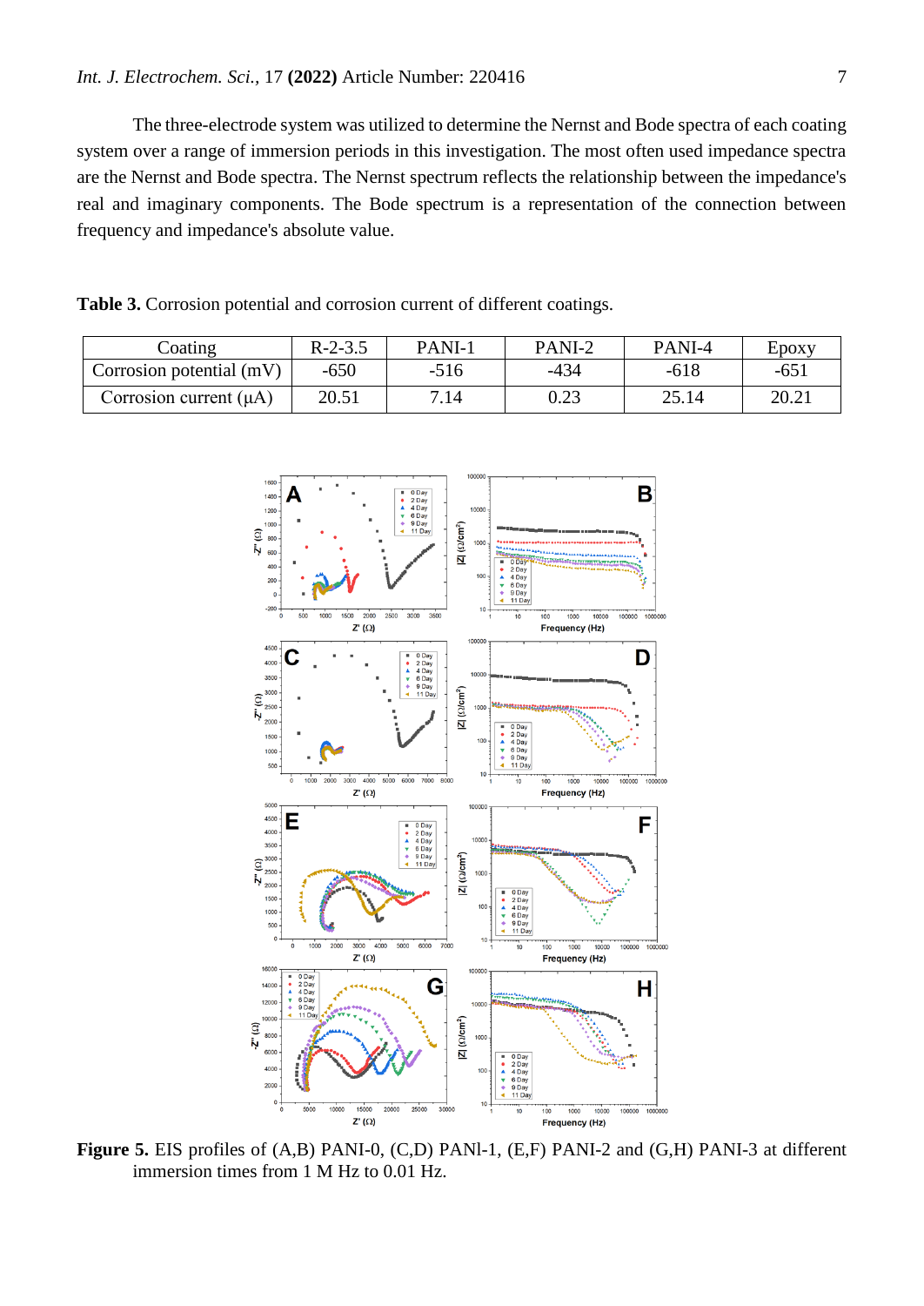The three-electrode system was utilized to determine the Nernst and Bode spectra of each coating system over a range of immersion periods in this investigation. The most often used impedance spectra are the Nernst and Bode spectra. The Nernst spectrum reflects the relationship between the impedance's real and imaginary components. The Bode spectrum is a representation of the connection between frequency and impedance's absolute value.

**Table 3.** Corrosion potential and corrosion current of different coatings.

| Coating | R-2-3.5 | PANI-1 | PANI-2 | PANI-4 | Epoxy |
|---|---|---|---|---|---|
| Corrosion potential (mV) | -650 | -516 | -434 | -618 | -651 |
| Corrosion current (μA) | 20.51 | 7.14 | 0.23 | 25.14 | 20.21 |

**Figure 5.** EIS profiles of (A,B) PANI-0, (C,D) PANl-1, (E,F) PANI-2 and (G,H) PANI-3 at different immersion times from 1 M Hz to 0.01 Hz.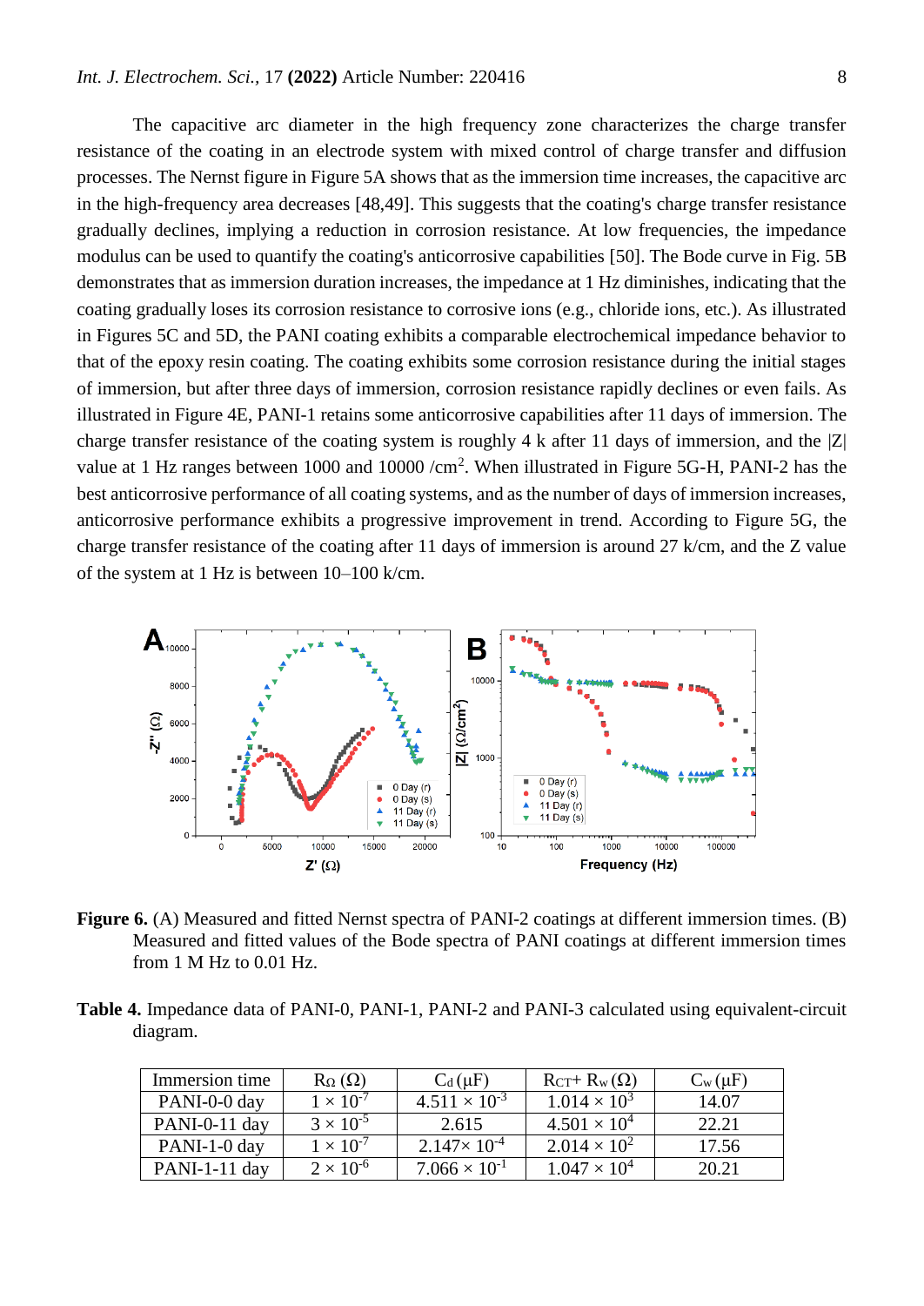The capacitive arc diameter in the high frequency zone characterizes the charge transfer resistance of the coating in an electrode system with mixed control of charge transfer and diffusion processes. The Nernst figure in Figure 5A shows that as the immersion time increases, the capacitive arc in the high-frequency area decreases [48,49]. This suggests that the coating's charge transfer resistance gradually declines, implying a reduction in corrosion resistance. At low frequencies, the impedance modulus can be used to quantify the coating's anticorrosive capabilities [50]. The Bode curve in Fig. 5B demonstrates that as immersion duration increases, the impedance at 1 Hz diminishes, indicating that the coating gradually loses its corrosion resistance to corrosive ions (e.g., chloride ions, etc.). As illustrated in Figures 5C and 5D, the PANI coating exhibits a comparable electrochemical impedance behavior to that of the epoxy resin coating. The coating exhibits some corrosion resistance during the initial stages of immersion, but after three days of immersion, corrosion resistance rapidly declines or even fails. As illustrated in Figure 4E, PANI-1 retains some anticorrosive capabilities after 11 days of immersion. The charge transfer resistance of the coating system is roughly 4 k after 11 days of immersion, and the |Z| value at 1 Hz ranges between 1000 and 10000 /cm$^2$. When illustrated in Figure 5G-H, PANI-2 has the best anticorrosive performance of all coating systems, and as the number of days of immersion increases, anticorrosive performance exhibits a progressive improvement in trend. According to Figure 5G, the charge transfer resistance of the coating after 11 days of immersion is around 27 k/cm, and the Z value of the system at 1 Hz is between 10–100 k/cm.

**Figure 6.** (A) Measured and fitted Nernst spectra of PANI-2 coatings at different immersion times. (B) Measured and fitted values of the Bode spectra of PANI coatings at different immersion times from 1 M Hz to 0.01 Hz.

**Table 4.** Impedance data of PANI-0, PANI-1, PANI-2 and PANI-3 calculated using equivalent-circuit diagram.

| Immersion time | $R_\Omega$ ($\Omega$) | $C_d$ ($\mu$F) | $R_{CT}$+ $R_w$ ($\Omega$) | $C_w$ ($\mu$F) |
|---|---|---|---|---|
| PANI-0-0 day | $1 \times 10^{-7}$ | $4.511 \times 10^{-3}$ | $1.014 \times 10^{3}$ | 14.07 |
| PANI-0-11 day | $3 \times 10^{-5}$ | 2.615 | $4.501 \times 10^{4}$ | 22.21 |
| PANI-1-0 day | $1 \times 10^{-7}$ | $2.147 \times 10^{-4}$ | $2.014 \times 10^{2}$ | 17.56 |
| PANI-1-11 day | $2 \times 10^{-6}$ | $7.066 \times 10^{-1}$ | $1.047 \times 10^{4}$ | 20.21 |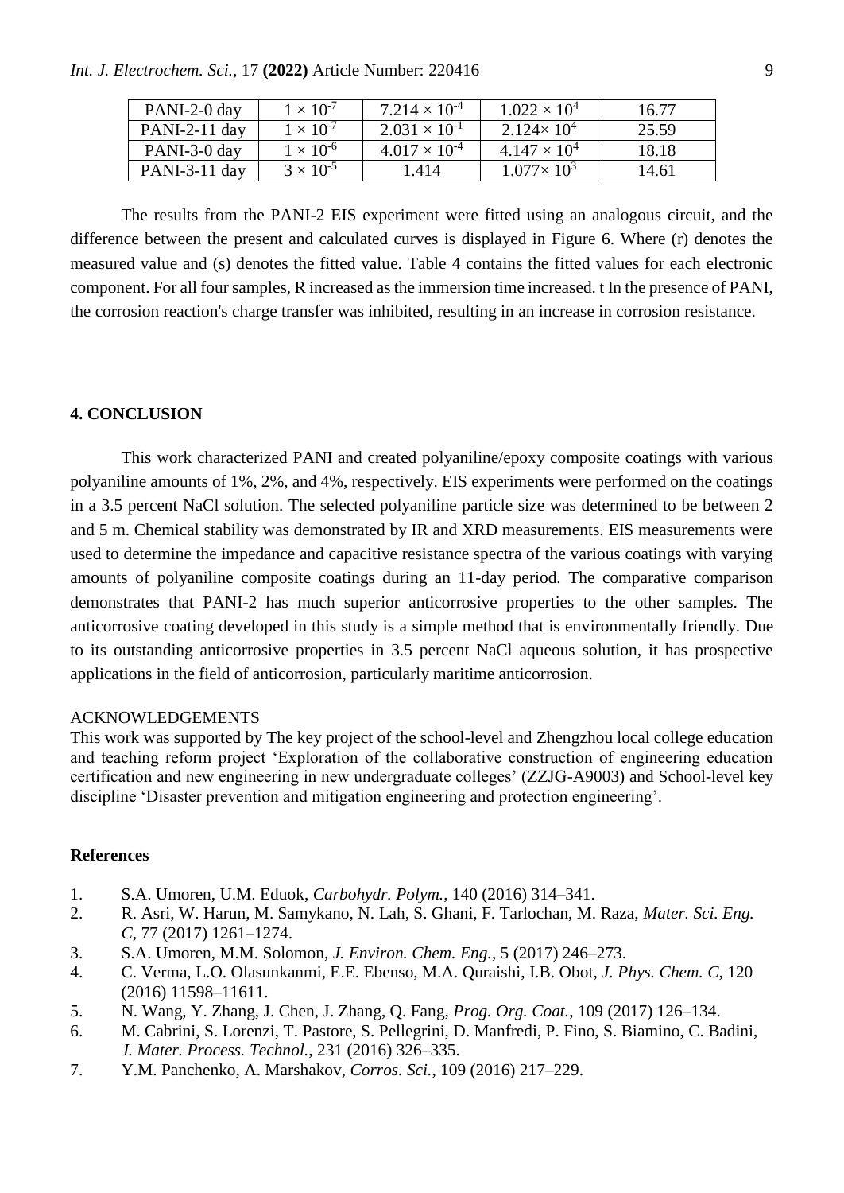| PANI-2-0 day | $1 \times 10^{-7}$ | $7.214 \times 10^{-4}$ | $1.022 \times 10^{4}$ | 16.77 |
|---|---|---|---|---|
| PANI-2-11 day | $1 \times 10^{-7}$ | $2.031 \times 10^{-1}$ | $2.124 \times 10^{4}$ | 25.59 |
| PANI-3-0 day | $1 \times 10^{-6}$ | $4.017 \times 10^{-4}$ | $4.147 \times 10^{4}$ | 18.18 |
| PANI-3-11 day | $3 \times 10^{-5}$ | 1.414 | $1.077 \times 10^{3}$ | 14.61 |

The results from the PANI-2 EIS experiment were fitted using an analogous circuit, and the difference between the present and calculated curves is displayed in Figure 6. Where (r) denotes the measured value and (s) denotes the fitted value. Table 4 contains the fitted values for each electronic component. For all four samples, R increased as the immersion time increased. t In the presence of PANI, the corrosion reaction's charge transfer was inhibited, resulting in an increase in corrosion resistance.

## 4. CONCLUSION

This work characterized PANI and created polyaniline/epoxy composite coatings with various polyaniline amounts of 1%, 2%, and 4%, respectively. EIS experiments were performed on the coatings in a 3.5 percent NaCl solution. The selected polyaniline particle size was determined to be between 2 and 5 m. Chemical stability was demonstrated by IR and XRD measurements. EIS measurements were used to determine the impedance and capacitive resistance spectra of the various coatings with varying amounts of polyaniline composite coatings during an 11-day period. The comparative comparison demonstrates that PANI-2 has much superior anticorrosive properties to the other samples. The anticorrosive coating developed in this study is a simple method that is environmentally friendly. Due to its outstanding anticorrosive properties in 3.5 percent NaCl aqueous solution, it has prospective applications in the field of anticorrosion, particularly maritime anticorrosion.

ACKNOWLEDGEMENTS

This work was supported by The key project of the school-level and Zhengzhou local college education and teaching reform project 'Exploration of the collaborative construction of engineering education certification and new engineering in new undergraduate colleges' (ZZJG-A9003) and School-level key discipline 'Disaster prevention and mitigation engineering and protection engineering'.

## References

1. S.A. Umoren, U.M. Eduok, *Carbohydr. Polym.*, 140 (2016) 314–341.
2. R. Asri, W. Harun, M. Samykano, N. Lah, S. Ghani, F. Tarlochan, M. Raza, *Mater. Sci. Eng. C*, 77 (2017) 1261–1274.
3. S.A. Umoren, M.M. Solomon, *J. Environ. Chem. Eng.*, 5 (2017) 246–273.
4. C. Verma, L.O. Olasunkanmi, E.E. Ebenso, M.A. Quraishi, I.B. Obot, *J. Phys. Chem. C*, 120 (2016) 11598–11611.
5. N. Wang, Y. Zhang, J. Chen, J. Zhang, Q. Fang, *Prog. Org. Coat.*, 109 (2017) 126–134.
6. M. Cabrini, S. Lorenzi, T. Pastore, S. Pellegrini, D. Manfredi, P. Fino, S. Biamino, C. Badini, *J. Mater. Process. Technol.*, 231 (2016) 326–335.
7. Y.M. Panchenko, A. Marshakov, *Corros. Sci.*, 109 (2016) 217–229.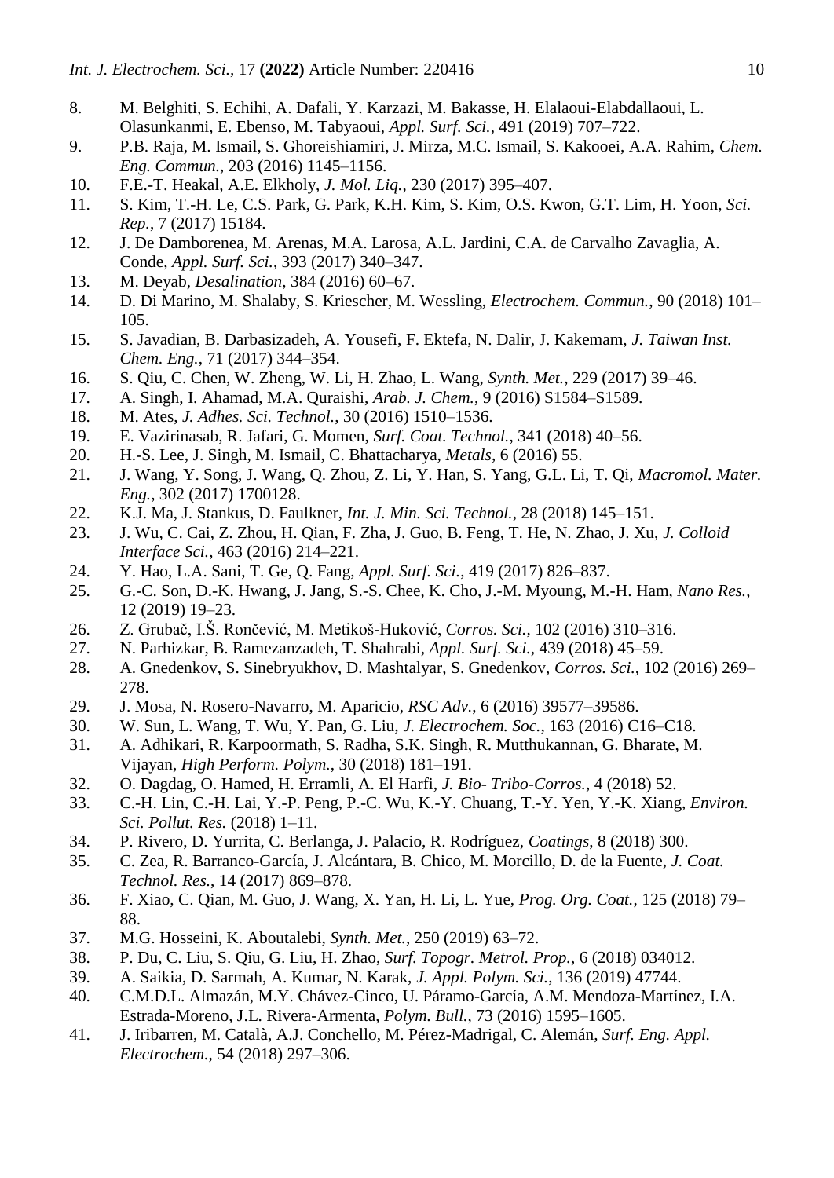8. M. Belghiti, S. Echihi, A. Dafali, Y. Karzazi, M. Bakasse, H. Elalaoui-Elabdallaoui, L. Olasunkanmi, E. Ebenso, M. Tabyaoui, *Appl. Surf. Sci.*, 491 (2019) 707–722.
9. P.B. Raja, M. Ismail, S. Ghoreishiamiri, J. Mirza, M.C. Ismail, S. Kakooei, A.A. Rahim, *Chem. Eng. Commun.*, 203 (2016) 1145–1156.
10. F.E.-T. Heakal, A.E. Elkholy, *J. Mol. Liq.*, 230 (2017) 395–407.
11. S. Kim, T.-H. Le, C.S. Park, G. Park, K.H. Kim, S. Kim, O.S. Kwon, G.T. Lim, H. Yoon, *Sci. Rep.*, 7 (2017) 15184.
12. J. De Damborenea, M. Arenas, M.A. Larosa, A.L. Jardini, C.A. de Carvalho Zavaglia, A. Conde, *Appl. Surf. Sci.*, 393 (2017) 340–347.
13. M. Deyab, *Desalination*, 384 (2016) 60–67.
14. D. Di Marino, M. Shalaby, S. Kriescher, M. Wessling, *Electrochem. Commun.*, 90 (2018) 101–105.
15. S. Javadian, B. Darbasizadeh, A. Yousefi, F. Ektefa, N. Dalir, J. Kakemam, *J. Taiwan Inst. Chem. Eng.*, 71 (2017) 344–354.
16. S. Qiu, C. Chen, W. Zheng, W. Li, H. Zhao, L. Wang, *Synth. Met.*, 229 (2017) 39–46.
17. A. Singh, I. Ahamad, M.A. Quraishi, *Arab. J. Chem.*, 9 (2016) S1584–S1589.
18. M. Ates, *J. Adhes. Sci. Technol.*, 30 (2016) 1510–1536.
19. E. Vazirinasab, R. Jafari, G. Momen, *Surf. Coat. Technol.*, 341 (2018) 40–56.
20. H.-S. Lee, J. Singh, M. Ismail, C. Bhattacharya, *Metals*, 6 (2016) 55.
21. J. Wang, Y. Song, J. Wang, Q. Zhou, Z. Li, Y. Han, S. Yang, G.L. Li, T. Qi, *Macromol. Mater. Eng.*, 302 (2017) 1700128.
22. K.J. Ma, J. Stankus, D. Faulkner, *Int. J. Min. Sci. Technol.*, 28 (2018) 145–151.
23. J. Wu, C. Cai, Z. Zhou, H. Qian, F. Zha, J. Guo, B. Feng, T. He, N. Zhao, J. Xu, *J. Colloid Interface Sci.*, 463 (2016) 214–221.
24. Y. Hao, L.A. Sani, T. Ge, Q. Fang, *Appl. Surf. Sci.*, 419 (2017) 826–837.
25. G.-C. Son, D.-K. Hwang, J. Jang, S.-S. Chee, K. Cho, J.-M. Myoung, M.-H. Ham, *Nano Res.*, 12 (2019) 19–23.
26. Z. Grubač, I.Š. Rončević, M. Metikoš-Huković, *Corros. Sci.*, 102 (2016) 310–316.
27. N. Parhizkar, B. Ramezanzadeh, T. Shahrabi, *Appl. Surf. Sci.*, 439 (2018) 45–59.
28. A. Gnedenkov, S. Sinebryukhov, D. Mashtalyar, S. Gnedenkov, *Corros. Sci.*, 102 (2016) 269–278.
29. J. Mosa, N. Rosero-Navarro, M. Aparicio, *RSC Adv.*, 6 (2016) 39577–39586.
30. W. Sun, L. Wang, T. Wu, Y. Pan, G. Liu, *J. Electrochem. Soc.*, 163 (2016) C16–C18.
31. A. Adhikari, R. Karpoormath, S. Radha, S.K. Singh, R. Mutthukannan, G. Bharate, M. Vijayan, *High Perform. Polym.*, 30 (2018) 181–191.
32. O. Dagdag, O. Hamed, H. Erramli, A. El Harfi, *J. Bio- Tribo-Corros.*, 4 (2018) 52.
33. C.-H. Lin, C.-H. Lai, Y.-P. Peng, P.-C. Wu, K.-Y. Chuang, T.-Y. Yen, Y.-K. Xiang, *Environ. Sci. Pollut. Res.* (2018) 1–11.
34. P. Rivero, D. Yurrita, C. Berlanga, J. Palacio, R. Rodríguez, *Coatings*, 8 (2018) 300.
35. C. Zea, R. Barranco-García, J. Alcántara, B. Chico, M. Morcillo, D. de la Fuente, *J. Coat. Technol. Res.*, 14 (2017) 869–878.
36. F. Xiao, C. Qian, M. Guo, J. Wang, X. Yan, H. Li, L. Yue, *Prog. Org. Coat.*, 125 (2018) 79–88.
37. M.G. Hosseini, K. Aboutalebi, *Synth. Met.*, 250 (2019) 63–72.
38. P. Du, C. Liu, S. Qiu, G. Liu, H. Zhao, *Surf. Topogr. Metrol. Prop.*, 6 (2018) 034012.
39. A. Saikia, D. Sarmah, A. Kumar, N. Karak, *J. Appl. Polym. Sci.*, 136 (2019) 47744.
40. C.M.D.L. Almazán, M.Y. Chávez-Cinco, U. Páramo-García, A.M. Mendoza-Martínez, I.A. Estrada-Moreno, J.L. Rivera-Armenta, *Polym. Bull.*, 73 (2016) 1595–1605.
41. J. Iribarren, M. Català, A.J. Conchello, M. Pérez-Madrigal, C. Alemán, *Surf. Eng. Appl. Electrochem.*, 54 (2018) 297–306.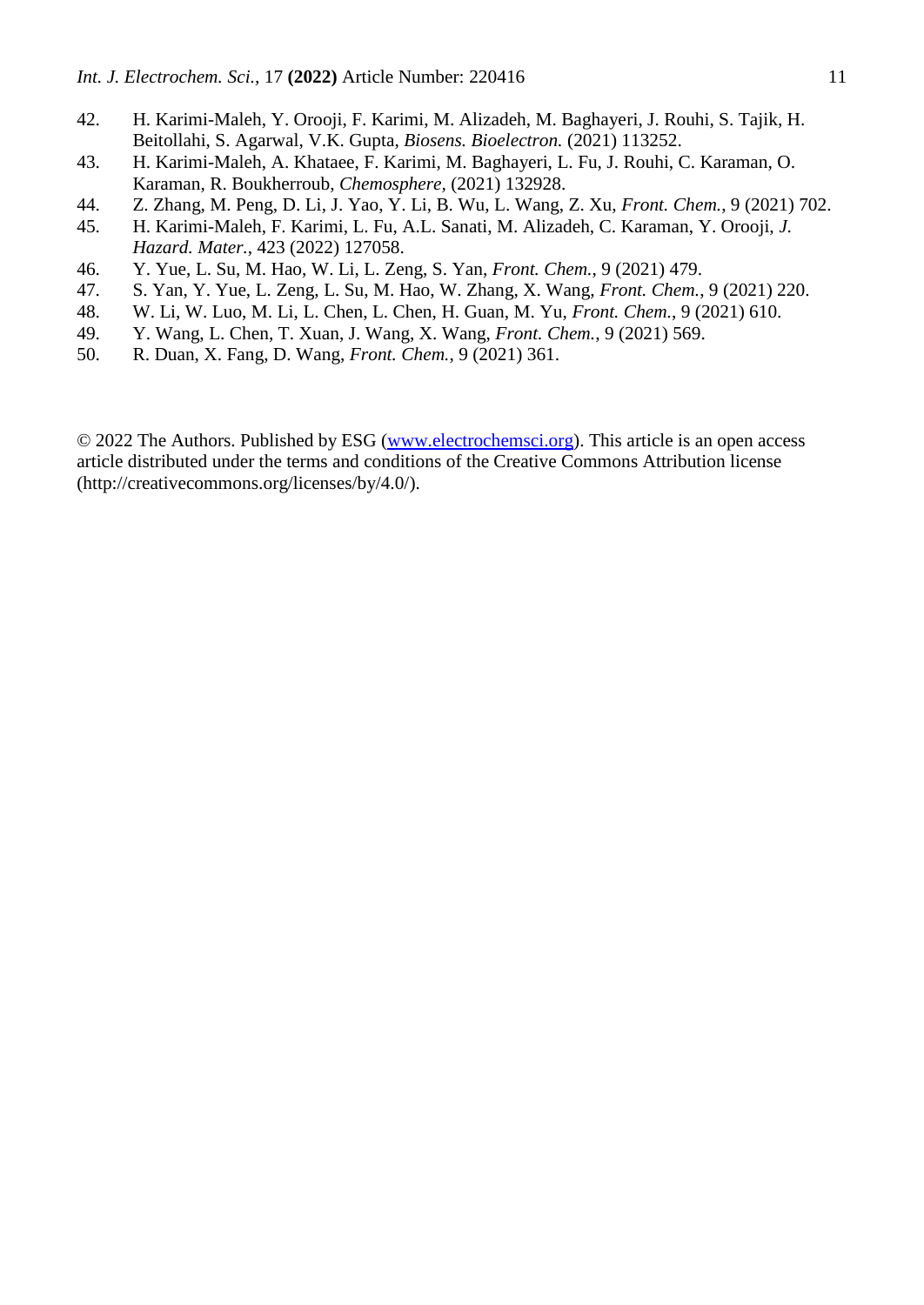42. H. Karimi-Maleh, Y. Orooji, F. Karimi, M. Alizadeh, M. Baghayeri, J. Rouhi, S. Tajik, H. Beitollahi, S. Agarwal, V.K. Gupta, *Biosens. Bioelectron.* (2021) 113252.
43. H. Karimi-Maleh, A. Khataee, F. Karimi, M. Baghayeri, L. Fu, J. Rouhi, C. Karaman, O. Karaman, R. Boukherroub, *Chemosphere,* (2021) 132928.
44. Z. Zhang, M. Peng, D. Li, J. Yao, Y. Li, B. Wu, L. Wang, Z. Xu, *Front. Chem.*, 9 (2021) 702.
45. H. Karimi-Maleh, F. Karimi, L. Fu, A.L. Sanati, M. Alizadeh, C. Karaman, Y. Orooji, *J. Hazard. Mater.*, 423 (2022) 127058.
46. Y. Yue, L. Su, M. Hao, W. Li, L. Zeng, S. Yan, *Front. Chem.*, 9 (2021) 479.
47. S. Yan, Y. Yue, L. Zeng, L. Su, M. Hao, W. Zhang, X. Wang, *Front. Chem.*, 9 (2021) 220.
48. W. Li, W. Luo, M. Li, L. Chen, L. Chen, H. Guan, M. Yu, *Front. Chem.*, 9 (2021) 610.
49. Y. Wang, L. Chen, T. Xuan, J. Wang, X. Wang, *Front. Chem.*, 9 (2021) 569.
50. R. Duan, X. Fang, D. Wang, *Front. Chem.*, 9 (2021) 361.

© 2022 The Authors. Published by ESG (www.electrochemsci.org). This article is an open access article distributed under the terms and conditions of the Creative Commons Attribution license (http://creativecommons.org/licenses/by/4.0/).